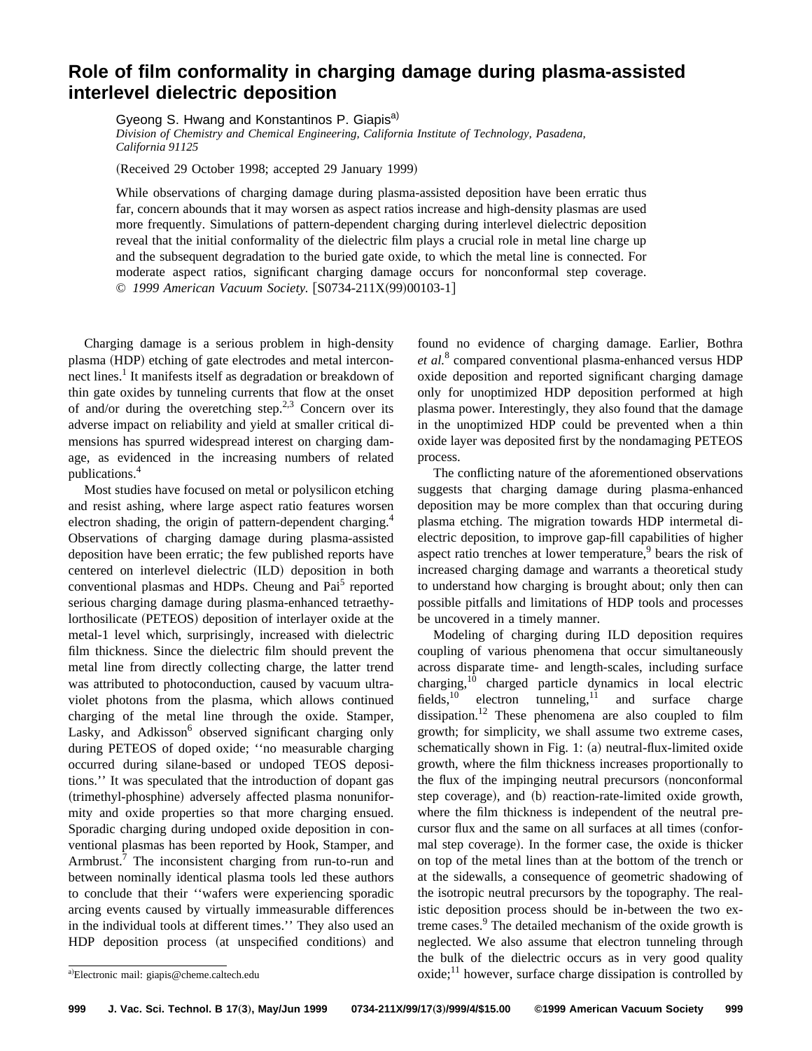# Role of film conformality in charging damage during plasma-assisted interlevel dielectric deposition

Gyeong S. Hwang and Konstantinos P. Giapis[a)]

*Division of Chemistry and Chemical Engineering, California Institute of Technology, Pasadena, California 91125*

(Received 29 October 1998; accepted 29 January 1999)

While observations of charging damage during plasma-assisted deposition have been erratic thus far, concern abounds that it may worsen as aspect ratios increase and high-density plasmas are used more frequently. Simulations of pattern-dependent charging during interlevel dielectric deposition reveal that the initial conformality of the dielectric film plays a crucial role in metal line charge up and the subsequent degradation to the buried gate oxide, to which the metal line is connected. For moderate aspect ratios, significant charging damage occurs for nonconformal step coverage. © *1999 American Vacuum Society.* [S0734-211X(99)00103-1]

Charging damage is a serious problem in high-density plasma (HDP) etching of gate electrodes and metal interconnect lines.[1] It manifests itself as degradation or breakdown of thin gate oxides by tunneling currents that flow at the onset of and/or during the overetching step.[2,3] Concern over its adverse impact on reliability and yield at smaller critical dimensions has spurred widespread interest on charging damage, as evidenced in the increasing numbers of related publications.[4]

Most studies have focused on metal or polysilicon etching and resist ashing, where large aspect ratio features worsen electron shading, the origin of pattern-dependent charging.[4] Observations of charging damage during plasma-assisted deposition have been erratic; the few published reports have centered on interlevel dielectric (ILD) deposition in both conventional plasmas and HDPs. Cheung and Pai[5] reported serious charging damage during plasma-enhanced tetraethylorthosilicate (PETEOS) deposition of interlayer oxide at the metal-1 level which, surprisingly, increased with dielectric film thickness. Since the dielectric film should prevent the metal line from directly collecting charge, the latter trend was attributed to photoconduction, caused by vacuum ultraviolet photons from the plasma, which allows continued charging of the metal line through the oxide. Stamper, Lasky, and Adkisson[6] observed significant charging only during PETEOS of doped oxide; "no measurable charging occurred during silane-based or undoped TEOS depositions." It was speculated that the introduction of dopant gas (trimethyl-phosphine) adversely affected plasma nonuniformity and oxide properties so that more charging ensued. Sporadic charging during undoped oxide deposition in conventional plasmas has been reported by Hook, Stamper, and Armbrust.[7] The inconsistent charging from run-to-run and between nominally identical plasma tools led these authors to conclude that their "wafers were experiencing sporadic arcing events caused by virtually immeasurable differences in the individual tools at different times." They also used an HDP deposition process (at unspecified conditions) and found no evidence of charging damage. Earlier, Bothra *et al.*[8] compared conventional plasma-enhanced versus HDP oxide deposition and reported significant charging damage only for unoptimized HDP deposition performed at high plasma power. Interestingly, they also found that the damage in the unoptimized HDP could be prevented when a thin oxide layer was deposited first by the nondamaging PETEOS process.

The conflicting nature of the aforementioned observations suggests that charging damage during plasma-enhanced deposition may be more complex than that occuring during plasma etching. The migration towards HDP intermetal dielectric deposition, to improve gap-fill capabilities of higher aspect ratio trenches at lower temperature,[9] bears the risk of increased charging damage and warrants a theoretical study to understand how charging is brought about; only then can possible pitfalls and limitations of HDP tools and processes be uncovered in a timely manner.

Modeling of charging during ILD deposition requires coupling of various phenomena that occur simultaneously across disparate time- and length-scales, including surface charging,[10] charged particle dynamics in local electric fields,[10] electron tunneling,[11] and surface charge dissipation.[12] These phenomena are also coupled to film growth; for simplicity, we shall assume two extreme cases, schematically shown in Fig. 1: (a) neutral-flux-limited oxide growth, where the film thickness increases proportionally to the flux of the impinging neutral precursors (nonconformal step coverage), and (b) reaction-rate-limited oxide growth, where the film thickness is independent of the neutral precursor flux and the same on all surfaces at all times (conformal step coverage). In the former case, the oxide is thicker on top of the metal lines than at the bottom of the trench or at the sidewalls, a consequence of geometric shadowing of the isotropic neutral precursors by the topography. The realistic deposition process should be in-between the two extreme cases.[9] The detailed mechanism of the oxide growth is neglected. We also assume that electron tunneling through the bulk of the dielectric occurs as in very good quality oxide;[11] however, surface charge dissipation is controlled by

[a)]Electronic mail: giapis@cheme.caltech.edu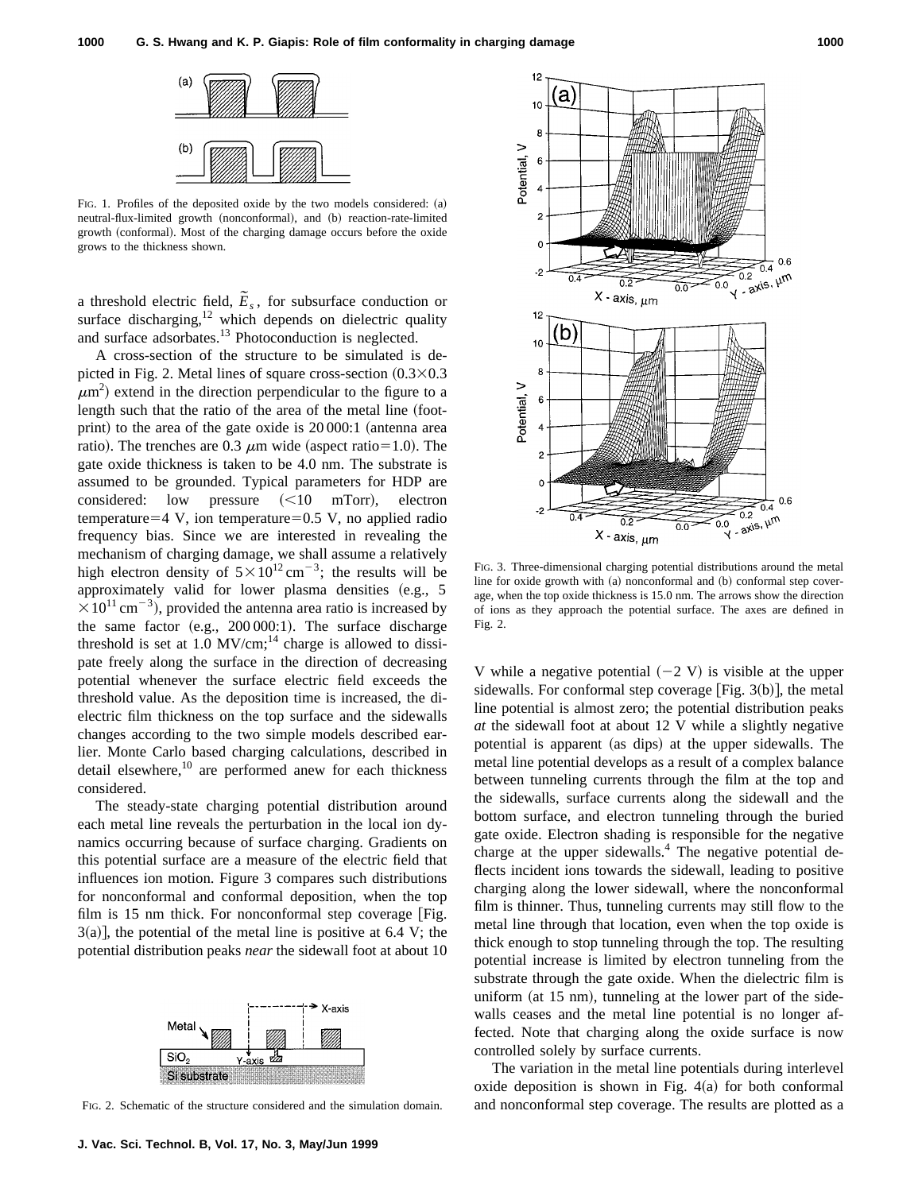FIG. 1. Profiles of the deposited oxide by the two models considered: (a) neutral-flux-limited growth (nonconformal), and (b) reaction-rate-limited growth (conformal). Most of the charging damage occurs before the oxide grows to the thickness shown.

a threshold electric field, $\tilde{E}_s$, for subsurface conduction or surface discharging,[12] which depends on dielectric quality and surface adsorbates.[13] Photoconduction is neglected.

A cross-section of the structure to be simulated is depicted in Fig. 2. Metal lines of square cross-section ($0.3\times0.3$ $\mu$m$^2$) extend in the direction perpendicular to the figure to a length such that the ratio of the area of the metal line (footprint) to the area of the gate oxide is 20 000:1 (antenna area ratio). The trenches are 0.3 $\mu$m wide (aspect ratio=1.0). The gate oxide thickness is taken to be 4.0 nm. The substrate is assumed to be grounded. Typical parameters for HDP are considered: low pressure (<10 mTorr), electron temperature=4 V, ion temperature=0.5 V, no applied radio frequency bias. Since we are interested in revealing the mechanism of charging damage, we shall assume a relatively high electron density of $5\times10^{12}\,\mathrm{cm}^{-3}$; the results will be approximately valid for lower plasma densities (e.g., $5\times10^{11}\,\mathrm{cm}^{-3}$), provided the antenna area ratio is increased by the same factor (e.g., 200 000:1). The surface discharge threshold is set at 1.0 MV/cm;[14] charge is allowed to dissipate freely along the surface in the direction of decreasing potential whenever the surface electric field exceeds the threshold value. As the deposition time is increased, the dielectric film thickness on the top surface and the sidewalls changes according to the two simple models described earlier. Monte Carlo based charging calculations, described in detail elsewhere,[10] are performed anew for each thickness considered.

The steady-state charging potential distribution around each metal line reveals the perturbation in the local ion dynamics occurring because of surface charging. Gradients on this potential surface are a measure of the electric field that influences ion motion. Figure 3 compares such distributions for nonconformal and conformal deposition, when the top film is 15 nm thick. For nonconformal step coverage [Fig. 3(a)], the potential of the metal line is positive at 6.4 V; the potential distribution peaks *near* the sidewall foot at about 10 V while a negative potential (−2 V) is visible at the upper sidewalls. For conformal step coverage [Fig. 3(b)], the metal line potential is almost zero; the potential distribution peaks *at* the sidewall foot at about 12 V while a slightly negative potential is apparent (as dips) at the upper sidewalls. The metal line potential develops as a result of a complex balance between tunneling currents through the film at the top and the sidewalls, surface currents along the sidewall and the bottom surface, and electron tunneling through the buried gate oxide. Electron shading is responsible for the negative charge at the upper sidewalls.[4] The negative potential deflects incident ions towards the sidewall, leading to positive charging along the lower sidewall, where the nonconformal film is thinner. Thus, tunneling currents may still flow to the metal line through that location, even when the top oxide is thick enough to stop tunneling through the top. The resulting potential increase is limited by electron tunneling from the substrate through the gate oxide. When the dielectric film is uniform (at 15 nm), tunneling at the lower part of the sidewalls ceases and the metal line potential is no longer affected. Note that charging along the oxide surface is now controlled solely by surface currents.

FIG. 2. Schematic of the structure considered and the simulation domain.

FIG. 3. Three-dimensional charging potential distributions around the metal line for oxide growth with (a) nonconformal and (b) conformal step coverage, when the top oxide thickness is 15.0 nm. The arrows show the direction of ions as they approach the potential surface. The axes are defined in Fig. 2.

The variation in the metal line potentials during interlevel oxide deposition is shown in Fig. 4(a) for both conformal and nonconformal step coverage. The results are plotted as a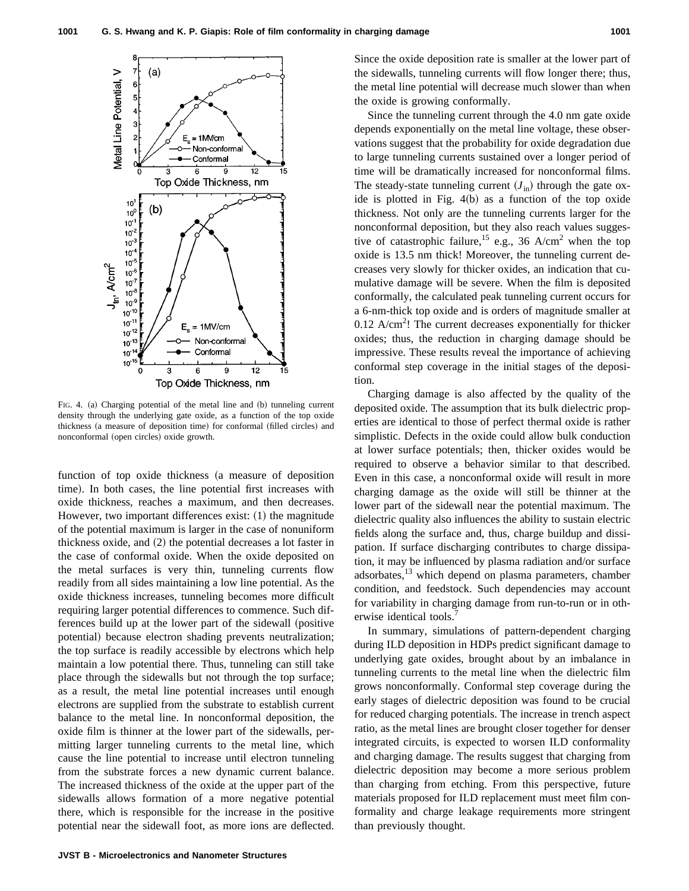FIG. 4. (a) Charging potential of the metal line and (b) tunneling current density through the underlying gate oxide, as a function of the top oxide thickness (a measure of deposition time) for conformal (filled circles) and nonconformal (open circles) oxide growth.

function of top oxide thickness (a measure of deposition time). In both cases, the line potential first increases with oxide thickness, reaches a maximum, and then decreases. However, two important differences exist: (1) the magnitude of the potential maximum is larger in the case of nonuniform thickness oxide, and (2) the potential decreases a lot faster in the case of conformal oxide. When the oxide deposited on the metal surfaces is very thin, tunneling currents flow readily from all sides maintaining a low line potential. As the oxide thickness increases, tunneling becomes more difficult requiring larger potential differences to commence. Such differences build up at the lower part of the sidewall (positive potential) because electron shading prevents neutralization; the top surface is readily accessible by electrons which help maintain a low potential there. Thus, tunneling can still take place through the sidewalls but not through the top surface; as a result, the metal line potential increases until enough electrons are supplied from the substrate to establish current balance to the metal line. In nonconformal deposition, the oxide film is thinner at the lower part of the sidewalls, permitting larger tunneling currents to the metal line, which cause the line potential to increase until electron tunneling from the substrate forces a new dynamic current balance. The increased thickness of the oxide at the upper part of the sidewalls allows formation of a more negative potential there, which is responsible for the increase in the positive potential near the sidewall foot, as more ions are deflected. Since the oxide deposition rate is smaller at the lower part of the sidewalls, tunneling currents will flow longer there; thus, the metal line potential will decrease much slower than when the oxide is growing conformally.

Since the tunneling current through the 4.0 nm gate oxide depends exponentially on the metal line voltage, these observations suggest that the probability for oxide degradation due to large tunneling currents sustained over a longer period of time will be dramatically increased for nonconformal films. The steady-state tunneling current ($J_{in}$) through the gate oxide is plotted in Fig. 4(b) as a function of the top oxide thickness. Not only are the tunneling currents larger for the nonconformal deposition, but they also reach values suggestive of catastrophic failure,[15] e.g., 36 A/cm$^2$ when the top oxide is 13.5 nm thick! Moreover, the tunneling current decreases very slowly for thicker oxides, an indication that cumulative damage will be severe. When the film is deposited conformally, the calculated peak tunneling current occurs for a 6-nm-thick top oxide and is orders of magnitude smaller at 0.12 A/cm$^2$! The current decreases exponentially for thicker oxides; thus, the reduction in charging damage should be impressive. These results reveal the importance of achieving conformal step coverage in the initial stages of the deposition.

Charging damage is also affected by the quality of the deposited oxide. The assumption that its bulk dielectric properties are identical to those of perfect thermal oxide is rather simplistic. Defects in the oxide could allow bulk conduction at lower surface potentials; then, thicker oxides would be required to observe a behavior similar to that described. Even in this case, a nonconformal oxide will result in more charging damage as the oxide will still be thinner at the lower part of the sidewall near the potential maximum. The dielectric quality also influences the ability to sustain electric fields along the surface and, thus, charge buildup and dissipation. If surface discharging contributes to charge dissipation, it may be influenced by plasma radiation and/or surface adsorbates,[13] which depend on plasma parameters, chamber condition, and feedstock. Such dependencies may account for variability in charging damage from run-to-run or in otherwise identical tools.[7]

In summary, simulations of pattern-dependent charging during ILD deposition in HDPs predict significant damage to underlying gate oxides, brought about by an imbalance in tunneling currents to the metal line when the dielectric film grows nonconformally. Conformal step coverage during the early stages of dielectric deposition was found to be crucial for reduced charging potentials. The increase in trench aspect ratio, as the metal lines are brought closer together for denser integrated circuits, is expected to worsen ILD conformality and charging damage. The results suggest that charging from dielectric deposition may become a more serious problem than charging from etching. From this perspective, future materials proposed for ILD replacement must meet film conformality and charge leakage requirements more stringent than previously thought.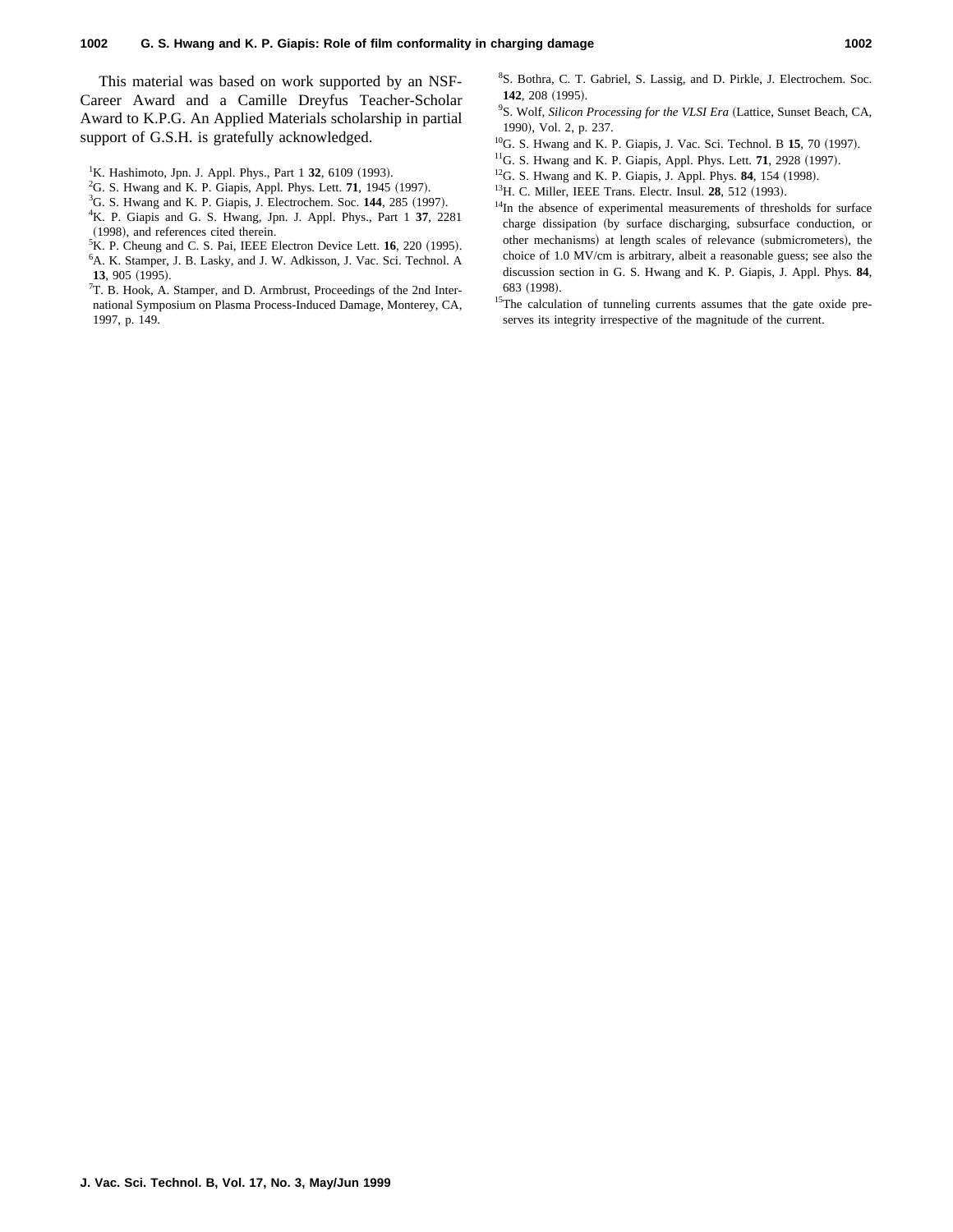This material was based on work supported by an NSF-Career Award and a Camille Dreyfus Teacher-Scholar Award to K.P.G. An Applied Materials scholarship in partial support of G.S.H. is gratefully acknowledged.

[1] K. Hashimoto, Jpn. J. Appl. Phys., Part 1 **32**, 6109 (1993).

[2] G. S. Hwang and K. P. Giapis, Appl. Phys. Lett. **71**, 1945 (1997).

[3] G. S. Hwang and K. P. Giapis, J. Electrochem. Soc. **144**, 285 (1997).

[4] K. P. Giapis and G. S. Hwang, Jpn. J. Appl. Phys., Part 1 **37**, 2281 (1998), and references cited therein.

[5] K. P. Cheung and C. S. Pai, IEEE Electron Device Lett. **16**, 220 (1995).

[6] A. K. Stamper, J. B. Lasky, and J. W. Adkisson, J. Vac. Sci. Technol. A **13**, 905 (1995).

[7] T. B. Hook, A. Stamper, and D. Armbrust, Proceedings of the 2nd International Symposium on Plasma Process-Induced Damage, Monterey, CA, 1997, p. 149.

[8] S. Bothra, C. T. Gabriel, S. Lassig, and D. Pirkle, J. Electrochem. Soc. **142**, 208 (1995).

[9] S. Wolf, *Silicon Processing for the VLSI Era* (Lattice, Sunset Beach, CA, 1990), Vol. 2, p. 237.

[10] G. S. Hwang and K. P. Giapis, J. Vac. Sci. Technol. B **15**, 70 (1997).

[11] G. S. Hwang and K. P. Giapis, Appl. Phys. Lett. **71**, 2928 (1997).

[12] G. S. Hwang and K. P. Giapis, J. Appl. Phys. **84**, 154 (1998).

[13] H. C. Miller, IEEE Trans. Electr. Insul. **28**, 512 (1993).

[14] In the absence of experimental measurements of thresholds for surface charge dissipation (by surface discharging, subsurface conduction, or other mechanisms) at length scales of relevance (submicrometers), the choice of 1.0 MV/cm is arbitrary, albeit a reasonable guess; see also the discussion section in G. S. Hwang and K. P. Giapis, J. Appl. Phys. **84**, 683 (1998).

[15] The calculation of tunneling currents assumes that the gate oxide preserves its integrity irrespective of the magnitude of the current.